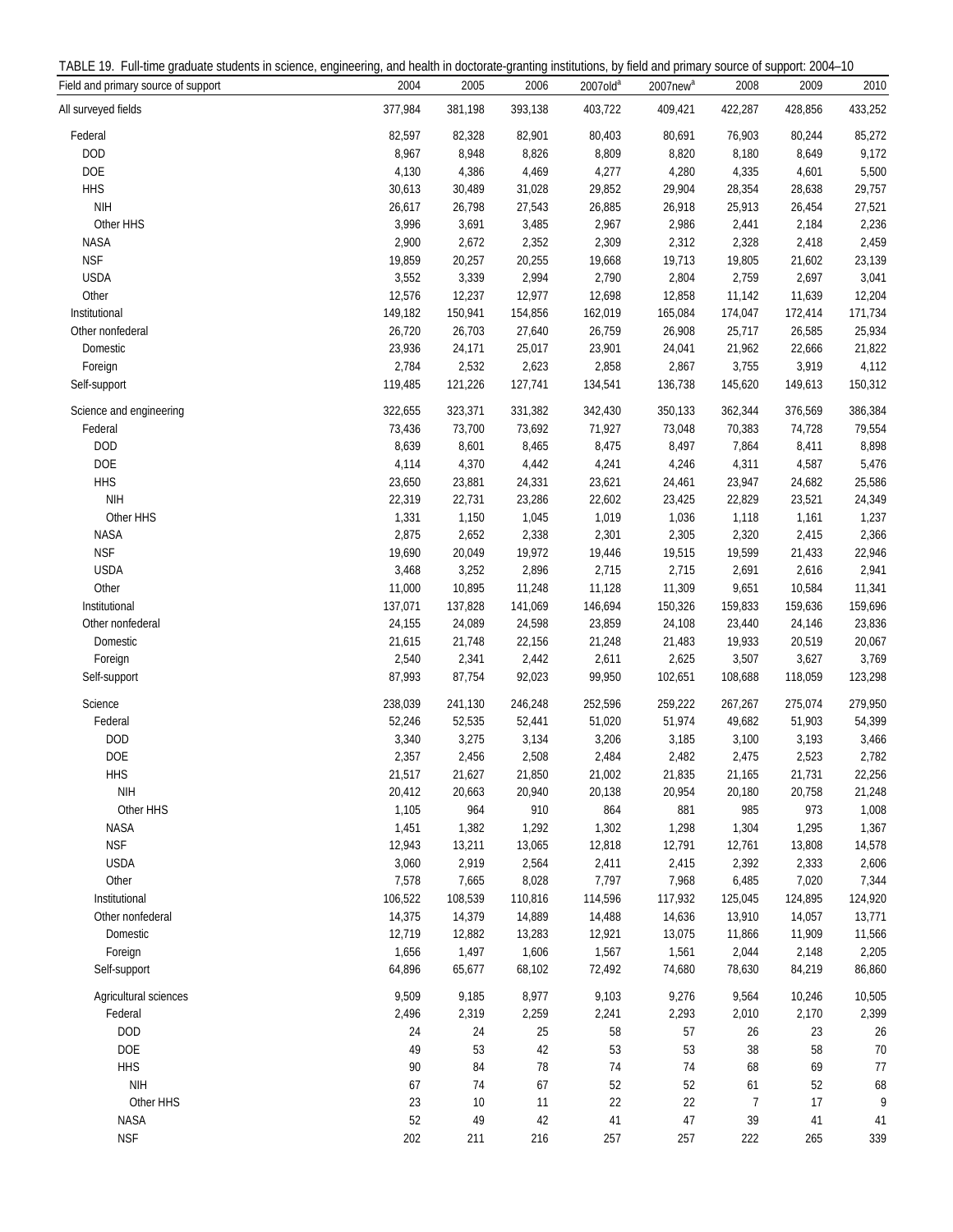TABLE 19. Full-time graduate students in science, engineering, and health in doctorate-granting institutions, by field and primary source of support: 2004–10

| Field and primary source of support | 2004 | 2005 | 2006 | 2007old[a] | 2007new[a] | 2008 | 2009 | 2010 |
|---|---|---|---|---|---|---|---|---|
| All surveyed fields | 377,984 | 381,198 | 393,138 | 403,722 | 409,421 | 422,287 | 428,856 | 433,252 |
| Federal | 82,597 | 82,328 | 82,901 | 80,403 | 80,691 | 76,903 | 80,244 | 85,272 |
| DOD | 8,967 | 8,948 | 8,826 | 8,809 | 8,820 | 8,180 | 8,649 | 9,172 |
| DOE | 4,130 | 4,386 | 4,469 | 4,277 | 4,280 | 4,335 | 4,601 | 5,500 |
| HHS | 30,613 | 30,489 | 31,028 | 29,852 | 29,904 | 28,354 | 28,638 | 29,757 |
| NIH | 26,617 | 26,798 | 27,543 | 26,885 | 26,918 | 25,913 | 26,454 | 27,521 |
| Other HHS | 3,996 | 3,691 | 3,485 | 2,967 | 2,986 | 2,441 | 2,184 | 2,236 |
| NASA | 2,900 | 2,672 | 2,352 | 2,309 | 2,312 | 2,328 | 2,418 | 2,459 |
| NSF | 19,859 | 20,257 | 20,255 | 19,668 | 19,713 | 19,805 | 21,602 | 23,139 |
| USDA | 3,552 | 3,339 | 2,994 | 2,790 | 2,804 | 2,759 | 2,697 | 3,041 |
| Other | 12,576 | 12,237 | 12,977 | 12,698 | 12,858 | 11,142 | 11,639 | 12,204 |
| Institutional | 149,182 | 150,941 | 154,856 | 162,019 | 165,084 | 174,047 | 172,414 | 171,734 |
| Other nonfederal | 26,720 | 26,703 | 27,640 | 26,759 | 26,908 | 25,717 | 26,585 | 25,934 |
| Domestic | 23,936 | 24,171 | 25,017 | 23,901 | 24,041 | 21,962 | 22,666 | 21,822 |
| Foreign | 2,784 | 2,532 | 2,623 | 2,858 | 2,867 | 3,755 | 3,919 | 4,112 |
| Self-support | 119,485 | 121,226 | 127,741 | 134,541 | 136,738 | 145,620 | 149,613 | 150,312 |
| Science and engineering | 322,655 | 323,371 | 331,382 | 342,430 | 350,133 | 362,344 | 376,569 | 386,384 |
| Federal | 73,436 | 73,700 | 73,692 | 71,927 | 73,048 | 70,383 | 74,728 | 79,554 |
| DOD | 8,639 | 8,601 | 8,465 | 8,475 | 8,497 | 7,864 | 8,411 | 8,898 |
| DOE | 4,114 | 4,370 | 4,442 | 4,241 | 4,246 | 4,311 | 4,587 | 5,476 |
| HHS | 23,650 | 23,881 | 24,331 | 23,621 | 24,461 | 23,947 | 24,682 | 25,586 |
| NIH | 22,319 | 22,731 | 23,286 | 22,602 | 23,425 | 22,829 | 23,521 | 24,349 |
| Other HHS | 1,331 | 1,150 | 1,045 | 1,019 | 1,036 | 1,118 | 1,161 | 1,237 |
| NASA | 2,875 | 2,652 | 2,338 | 2,301 | 2,305 | 2,320 | 2,415 | 2,366 |
| NSF | 19,690 | 20,049 | 19,972 | 19,446 | 19,515 | 19,599 | 21,433 | 22,946 |
| USDA | 3,468 | 3,252 | 2,896 | 2,715 | 2,715 | 2,691 | 2,616 | 2,941 |
| Other | 11,000 | 10,895 | 11,248 | 11,128 | 11,309 | 9,651 | 10,584 | 11,341 |
| Institutional | 137,071 | 137,828 | 141,069 | 146,694 | 150,326 | 159,833 | 159,636 | 159,696 |
| Other nonfederal | 24,155 | 24,089 | 24,598 | 23,859 | 24,108 | 23,440 | 24,146 | 23,836 |
| Domestic | 21,615 | 21,748 | 22,156 | 21,248 | 21,483 | 19,933 | 20,519 | 20,067 |
| Foreign | 2,540 | 2,341 | 2,442 | 2,611 | 2,625 | 3,507 | 3,627 | 3,769 |
| Self-support | 87,993 | 87,754 | 92,023 | 99,950 | 102,651 | 108,688 | 118,059 | 123,298 |
| Science | 238,039 | 241,130 | 246,248 | 252,596 | 259,222 | 267,267 | 275,074 | 279,950 |
| Federal | 52,246 | 52,535 | 52,441 | 51,020 | 51,974 | 49,682 | 51,903 | 54,399 |
| DOD | 3,340 | 3,275 | 3,134 | 3,206 | 3,185 | 3,100 | 3,193 | 3,466 |
| DOE | 2,357 | 2,456 | 2,508 | 2,484 | 2,482 | 2,475 | 2,523 | 2,782 |
| HHS | 21,517 | 21,627 | 21,850 | 21,002 | 21,835 | 21,165 | 21,731 | 22,256 |
| NIH | 20,412 | 20,663 | 20,940 | 20,138 | 20,954 | 20,180 | 20,758 | 21,248 |
| Other HHS | 1,105 | 964 | 910 | 864 | 881 | 985 | 973 | 1,008 |
| NASA | 1,451 | 1,382 | 1,292 | 1,302 | 1,298 | 1,304 | 1,295 | 1,367 |
| NSF | 12,943 | 13,211 | 13,065 | 12,818 | 12,791 | 12,761 | 13,808 | 14,578 |
| USDA | 3,060 | 2,919 | 2,564 | 2,411 | 2,415 | 2,392 | 2,333 | 2,606 |
| Other | 7,578 | 7,665 | 8,028 | 7,797 | 7,968 | 6,485 | 7,020 | 7,344 |
| Institutional | 106,522 | 108,539 | 110,816 | 114,596 | 117,932 | 125,045 | 124,895 | 124,920 |
| Other nonfederal | 14,375 | 14,379 | 14,889 | 14,488 | 14,636 | 13,910 | 14,057 | 13,771 |
| Domestic | 12,719 | 12,882 | 13,283 | 12,921 | 13,075 | 11,866 | 11,909 | 11,566 |
| Foreign | 1,656 | 1,497 | 1,606 | 1,567 | 1,561 | 2,044 | 2,148 | 2,205 |
| Self-support | 64,896 | 65,677 | 68,102 | 72,492 | 74,680 | 78,630 | 84,219 | 86,860 |
| Agricultural sciences | 9,509 | 9,185 | 8,977 | 9,103 | 9,276 | 9,564 | 10,246 | 10,505 |
| Federal | 2,496 | 2,319 | 2,259 | 2,241 | 2,293 | 2,010 | 2,170 | 2,399 |
| DOD | 24 | 24 | 25 | 58 | 57 | 26 | 23 | 26 |
| DOE | 49 | 53 | 42 | 53 | 53 | 38 | 58 | 70 |
| HHS | 90 | 84 | 78 | 74 | 74 | 68 | 69 | 77 |
| NIH | 67 | 74 | 67 | 52 | 52 | 61 | 52 | 68 |
| Other HHS | 23 | 10 | 11 | 22 | 22 | 7 | 17 | 9 |
| NASA | 52 | 49 | 42 | 41 | 47 | 39 | 41 | 41 |
| NSF | 202 | 211 | 216 | 257 | 257 | 222 | 265 | 339 |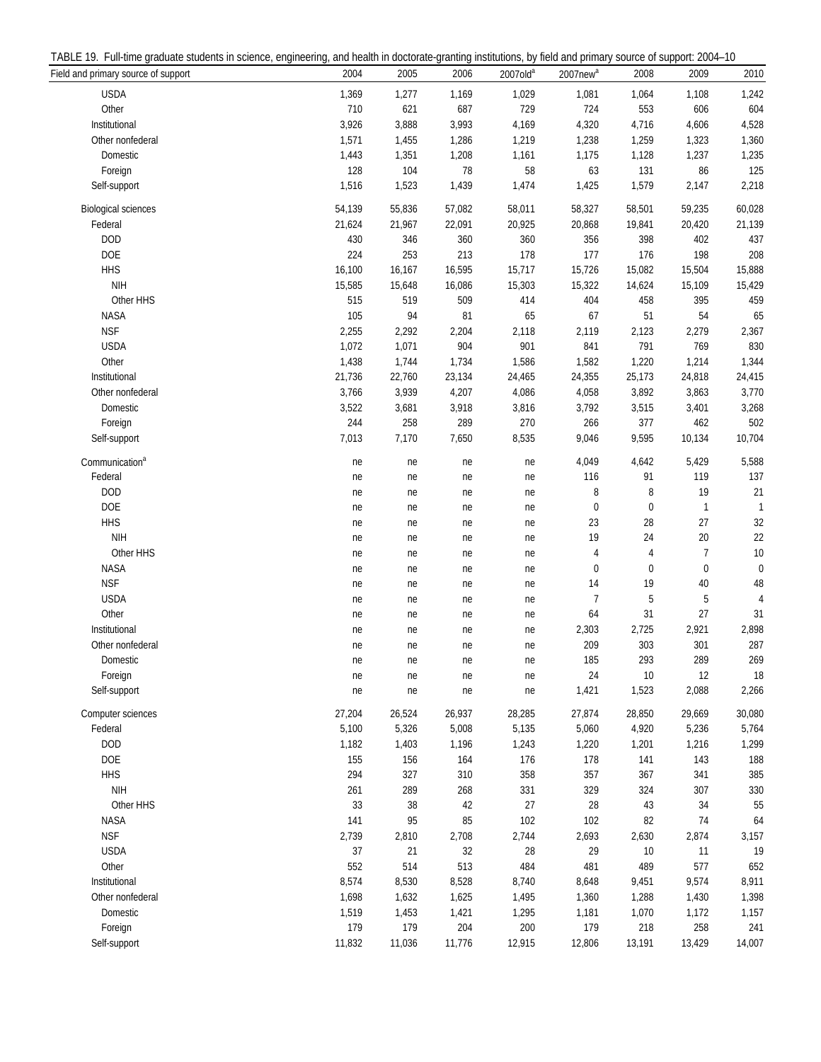TABLE 19. Full-time graduate students in science, engineering, and health in doctorate-granting institutions, by field and primary source of support: 2004–10

| Field and primary source of support | 2004 | 2005 | 2006 | 2007old[a] | 2007new[a] | 2008 | 2009 | 2010 |
|---|---|---|---|---|---|---|---|---|
| USDA | 1,369 | 1,277 | 1,169 | 1,029 | 1,081 | 1,064 | 1,108 | 1,242 |
| Other | 710 | 621 | 687 | 729 | 724 | 553 | 606 | 604 |
| Institutional | 3,926 | 3,888 | 3,993 | 4,169 | 4,320 | 4,716 | 4,606 | 4,528 |
| Other nonfederal | 1,571 | 1,455 | 1,286 | 1,219 | 1,238 | 1,259 | 1,323 | 1,360 |
| Domestic | 1,443 | 1,351 | 1,208 | 1,161 | 1,175 | 1,128 | 1,237 | 1,235 |
| Foreign | 128 | 104 | 78 | 58 | 63 | 131 | 86 | 125 |
| Self-support | 1,516 | 1,523 | 1,439 | 1,474 | 1,425 | 1,579 | 2,147 | 2,218 |
| Biological sciences | 54,139 | 55,836 | 57,082 | 58,011 | 58,327 | 58,501 | 59,235 | 60,028 |
| Federal | 21,624 | 21,967 | 22,091 | 20,925 | 20,868 | 19,841 | 20,420 | 21,139 |
| DOD | 430 | 346 | 360 | 360 | 356 | 398 | 402 | 437 |
| DOE | 224 | 253 | 213 | 178 | 177 | 176 | 198 | 208 |
| HHS | 16,100 | 16,167 | 16,595 | 15,717 | 15,726 | 15,082 | 15,504 | 15,888 |
| NIH | 15,585 | 15,648 | 16,086 | 15,303 | 15,322 | 14,624 | 15,109 | 15,429 |
| Other HHS | 515 | 519 | 509 | 414 | 404 | 458 | 395 | 459 |
| NASA | 105 | 94 | 81 | 65 | 67 | 51 | 54 | 65 |
| NSF | 2,255 | 2,292 | 2,204 | 2,118 | 2,119 | 2,123 | 2,279 | 2,367 |
| USDA | 1,072 | 1,071 | 904 | 901 | 841 | 791 | 769 | 830 |
| Other | 1,438 | 1,744 | 1,734 | 1,586 | 1,582 | 1,220 | 1,214 | 1,344 |
| Institutional | 21,736 | 22,760 | 23,134 | 24,465 | 24,355 | 25,173 | 24,818 | 24,415 |
| Other nonfederal | 3,766 | 3,939 | 4,207 | 4,086 | 4,058 | 3,892 | 3,863 | 3,770 |
| Domestic | 3,522 | 3,681 | 3,918 | 3,816 | 3,792 | 3,515 | 3,401 | 3,268 |
| Foreign | 244 | 258 | 289 | 270 | 266 | 377 | 462 | 502 |
| Self-support | 7,013 | 7,170 | 7,650 | 8,535 | 9,046 | 9,595 | 10,134 | 10,704 |
| Communication[a] | ne | ne | ne | ne | 4,049 | 4,642 | 5,429 | 5,588 |
| Federal | ne | ne | ne | ne | 116 | 91 | 119 | 137 |
| DOD | ne | ne | ne | ne | 8 | 8 | 19 | 21 |
| DOE | ne | ne | ne | ne | 0 | 0 | 1 | 1 |
| HHS | ne | ne | ne | ne | 23 | 28 | 27 | 32 |
| NIH | ne | ne | ne | ne | 19 | 24 | 20 | 22 |
| Other HHS | ne | ne | ne | ne | 4 | 4 | 7 | 10 |
| NASA | ne | ne | ne | ne | 0 | 0 | 0 | 0 |
| NSF | ne | ne | ne | ne | 14 | 19 | 40 | 48 |
| USDA | ne | ne | ne | ne | 7 | 5 | 5 | 4 |
| Other | ne | ne | ne | ne | 64 | 31 | 27 | 31 |
| Institutional | ne | ne | ne | ne | 2,303 | 2,725 | 2,921 | 2,898 |
| Other nonfederal | ne | ne | ne | ne | 209 | 303 | 301 | 287 |
| Domestic | ne | ne | ne | ne | 185 | 293 | 289 | 269 |
| Foreign | ne | ne | ne | ne | 24 | 10 | 12 | 18 |
| Self-support | ne | ne | ne | ne | 1,421 | 1,523 | 2,088 | 2,266 |
| Computer sciences | 27,204 | 26,524 | 26,937 | 28,285 | 27,874 | 28,850 | 29,669 | 30,080 |
| Federal | 5,100 | 5,326 | 5,008 | 5,135 | 5,060 | 4,920 | 5,236 | 5,764 |
| DOD | 1,182 | 1,403 | 1,196 | 1,243 | 1,220 | 1,201 | 1,216 | 1,299 |
| DOE | 155 | 156 | 164 | 176 | 178 | 141 | 143 | 188 |
| HHS | 294 | 327 | 310 | 358 | 357 | 367 | 341 | 385 |
| NIH | 261 | 289 | 268 | 331 | 329 | 324 | 307 | 330 |
| Other HHS | 33 | 38 | 42 | 27 | 28 | 43 | 34 | 55 |
| NASA | 141 | 95 | 85 | 102 | 102 | 82 | 74 | 64 |
| NSF | 2,739 | 2,810 | 2,708 | 2,744 | 2,693 | 2,630 | 2,874 | 3,157 |
| USDA | 37 | 21 | 32 | 28 | 29 | 10 | 11 | 19 |
| Other | 552 | 514 | 513 | 484 | 481 | 489 | 577 | 652 |
| Institutional | 8,574 | 8,530 | 8,528 | 8,740 | 8,648 | 9,451 | 9,574 | 8,911 |
| Other nonfederal | 1,698 | 1,632 | 1,625 | 1,495 | 1,360 | 1,288 | 1,430 | 1,398 |
| Domestic | 1,519 | 1,453 | 1,421 | 1,295 | 1,181 | 1,070 | 1,172 | 1,157 |
| Foreign | 179 | 179 | 204 | 200 | 179 | 218 | 258 | 241 |
| Self-support | 11,832 | 11,036 | 11,776 | 12,915 | 12,806 | 13,191 | 13,429 | 14,007 |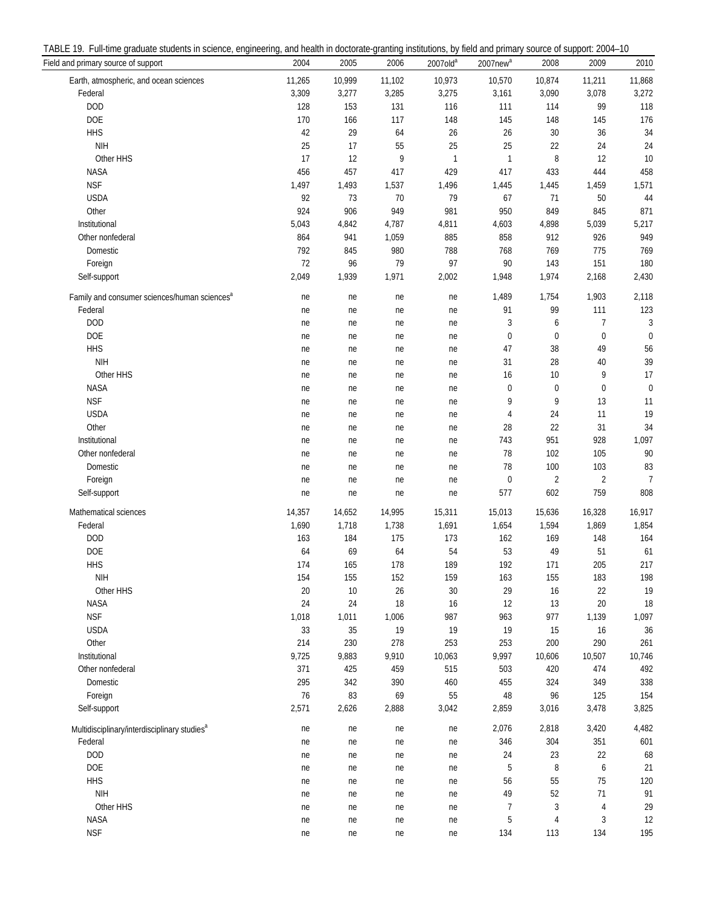TABLE 19. Full-time graduate students in science, engineering, and health in doctorate-granting institutions, by field and primary source of support: 2004–10

| Field and primary source of support | 2004 | 2005 | 2006 | 2007old[a] | 2007new[a] | 2008 | 2009 | 2010 |
|---|---|---|---|---|---|---|---|---|
| Earth, atmospheric, and ocean sciences | 11,265 | 10,999 | 11,102 | 10,973 | 10,570 | 10,874 | 11,211 | 11,868 |
| Federal | 3,309 | 3,277 | 3,285 | 3,275 | 3,161 | 3,090 | 3,078 | 3,272 |
| DOD | 128 | 153 | 131 | 116 | 111 | 114 | 99 | 118 |
| DOE | 170 | 166 | 117 | 148 | 145 | 148 | 145 | 176 |
| HHS | 42 | 29 | 64 | 26 | 26 | 30 | 36 | 34 |
| NIH | 25 | 17 | 55 | 25 | 25 | 22 | 24 | 24 |
| Other HHS | 17 | 12 | 9 | 1 | 1 | 8 | 12 | 10 |
| NASA | 456 | 457 | 417 | 429 | 417 | 433 | 444 | 458 |
| NSF | 1,497 | 1,493 | 1,537 | 1,496 | 1,445 | 1,445 | 1,459 | 1,571 |
| USDA | 92 | 73 | 70 | 79 | 67 | 71 | 50 | 44 |
| Other | 924 | 906 | 949 | 981 | 950 | 849 | 845 | 871 |
| Institutional | 5,043 | 4,842 | 4,787 | 4,811 | 4,603 | 4,898 | 5,039 | 5,217 |
| Other nonfederal | 864 | 941 | 1,059 | 885 | 858 | 912 | 926 | 949 |
| Domestic | 792 | 845 | 980 | 788 | 768 | 769 | 775 | 769 |
| Foreign | 72 | 96 | 79 | 97 | 90 | 143 | 151 | 180 |
| Self-support | 2,049 | 1,939 | 1,971 | 2,002 | 1,948 | 1,974 | 2,168 | 2,430 |
| Family and consumer sciences/human sciences[a] | ne | ne | ne | ne | 1,489 | 1,754 | 1,903 | 2,118 |
| Federal | ne | ne | ne | ne | 91 | 99 | 111 | 123 |
| DOD | ne | ne | ne | ne | 3 | 6 | 7 | 3 |
| DOE | ne | ne | ne | ne | 0 | 0 | 0 | 0 |
| HHS | ne | ne | ne | ne | 47 | 38 | 49 | 56 |
| NIH | ne | ne | ne | ne | 31 | 28 | 40 | 39 |
| Other HHS | ne | ne | ne | ne | 16 | 10 | 9 | 17 |
| NASA | ne | ne | ne | ne | 0 | 0 | 0 | 0 |
| NSF | ne | ne | ne | ne | 9 | 9 | 13 | 11 |
| USDA | ne | ne | ne | ne | 4 | 24 | 11 | 19 |
| Other | ne | ne | ne | ne | 28 | 22 | 31 | 34 |
| Institutional | ne | ne | ne | ne | 743 | 951 | 928 | 1,097 |
| Other nonfederal | ne | ne | ne | ne | 78 | 102 | 105 | 90 |
| Domestic | ne | ne | ne | ne | 78 | 100 | 103 | 83 |
| Foreign | ne | ne | ne | ne | 0 | 2 | 2 | 7 |
| Self-support | ne | ne | ne | ne | 577 | 602 | 759 | 808 |
| Mathematical sciences | 14,357 | 14,652 | 14,995 | 15,311 | 15,013 | 15,636 | 16,328 | 16,917 |
| Federal | 1,690 | 1,718 | 1,738 | 1,691 | 1,654 | 1,594 | 1,869 | 1,854 |
| DOD | 163 | 184 | 175 | 173 | 162 | 169 | 148 | 164 |
| DOE | 64 | 69 | 64 | 54 | 53 | 49 | 51 | 61 |
| HHS | 174 | 165 | 178 | 189 | 192 | 171 | 205 | 217 |
| NIH | 154 | 155 | 152 | 159 | 163 | 155 | 183 | 198 |
| Other HHS | 20 | 10 | 26 | 30 | 29 | 16 | 22 | 19 |
| NASA | 24 | 24 | 18 | 16 | 12 | 13 | 20 | 18 |
| NSF | 1,018 | 1,011 | 1,006 | 987 | 963 | 977 | 1,139 | 1,097 |
| USDA | 33 | 35 | 19 | 19 | 19 | 15 | 16 | 36 |
| Other | 214 | 230 | 278 | 253 | 253 | 200 | 290 | 261 |
| Institutional | 9,725 | 9,883 | 9,910 | 10,063 | 9,997 | 10,606 | 10,507 | 10,746 |
| Other nonfederal | 371 | 425 | 459 | 515 | 503 | 420 | 474 | 492 |
| Domestic | 295 | 342 | 390 | 460 | 455 | 324 | 349 | 338 |
| Foreign | 76 | 83 | 69 | 55 | 48 | 96 | 125 | 154 |
| Self-support | 2,571 | 2,626 | 2,888 | 3,042 | 2,859 | 3,016 | 3,478 | 3,825 |
| Multidisciplinary/interdisciplinary studies[a] | ne | ne | ne | ne | 2,076 | 2,818 | 3,420 | 4,482 |
| Federal | ne | ne | ne | ne | 346 | 304 | 351 | 601 |
| DOD | ne | ne | ne | ne | 24 | 23 | 22 | 68 |
| DOE | ne | ne | ne | ne | 5 | 8 | 6 | 21 |
| HHS | ne | ne | ne | ne | 56 | 55 | 75 | 120 |
| NIH | ne | ne | ne | ne | 49 | 52 | 71 | 91 |
| Other HHS | ne | ne | ne | ne | 7 | 3 | 4 | 29 |
| NASA | ne | ne | ne | ne | 5 | 4 | 3 | 12 |
| NSF | ne | ne | ne | ne | 134 | 113 | 134 | 195 |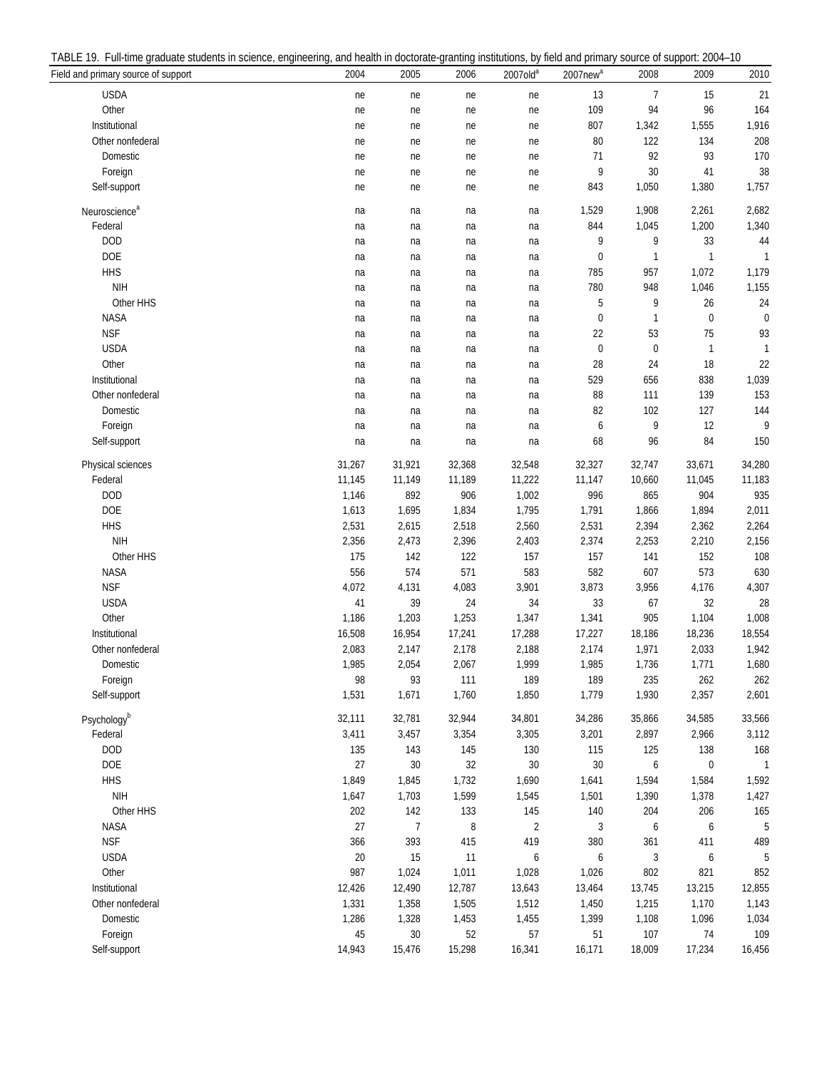TABLE 19. Full-time graduate students in science, engineering, and health in doctorate-granting institutions, by field and primary source of support: 2004–10

| Field and primary source of support | 2004 | 2005 | 2006 | 2007old[a] | 2007new[a] | 2008 | 2009 | 2010 |
|---|---|---|---|---|---|---|---|---|
| USDA | ne | ne | ne | ne | 13 | 7 | 15 | 21 |
| Other | ne | ne | ne | ne | 109 | 94 | 96 | 164 |
| Institutional | ne | ne | ne | ne | 807 | 1,342 | 1,555 | 1,916 |
| Other nonfederal | ne | ne | ne | ne | 80 | 122 | 134 | 208 |
| Domestic | ne | ne | ne | ne | 71 | 92 | 93 | 170 |
| Foreign | ne | ne | ne | ne | 9 | 30 | 41 | 38 |
| Self-support | ne | ne | ne | ne | 843 | 1,050 | 1,380 | 1,757 |
| Neuroscience[a] | na | na | na | na | 1,529 | 1,908 | 2,261 | 2,682 |
| Federal | na | na | na | na | 844 | 1,045 | 1,200 | 1,340 |
| DOD | na | na | na | na | 9 | 9 | 33 | 44 |
| DOE | na | na | na | na | 0 | 1 | 1 | 1 |
| HHS | na | na | na | na | 785 | 957 | 1,072 | 1,179 |
| NIH | na | na | na | na | 780 | 948 | 1,046 | 1,155 |
| Other HHS | na | na | na | na | 5 | 9 | 26 | 24 |
| NASA | na | na | na | na | 0 | 1 | 0 | 0 |
| NSF | na | na | na | na | 22 | 53 | 75 | 93 |
| USDA | na | na | na | na | 0 | 0 | 1 | 1 |
| Other | na | na | na | na | 28 | 24 | 18 | 22 |
| Institutional | na | na | na | na | 529 | 656 | 838 | 1,039 |
| Other nonfederal | na | na | na | na | 88 | 111 | 139 | 153 |
| Domestic | na | na | na | na | 82 | 102 | 127 | 144 |
| Foreign | na | na | na | na | 6 | 9 | 12 | 9 |
| Self-support | na | na | na | na | 68 | 96 | 84 | 150 |
| Physical sciences | 31,267 | 31,921 | 32,368 | 32,548 | 32,327 | 32,747 | 33,671 | 34,280 |
| Federal | 11,145 | 11,149 | 11,189 | 11,222 | 11,147 | 10,660 | 11,045 | 11,183 |
| DOD | 1,146 | 892 | 906 | 1,002 | 996 | 865 | 904 | 935 |
| DOE | 1,613 | 1,695 | 1,834 | 1,795 | 1,791 | 1,866 | 1,894 | 2,011 |
| HHS | 2,531 | 2,615 | 2,518 | 2,560 | 2,531 | 2,394 | 2,362 | 2,264 |
| NIH | 2,356 | 2,473 | 2,396 | 2,403 | 2,374 | 2,253 | 2,210 | 2,156 |
| Other HHS | 175 | 142 | 122 | 157 | 157 | 141 | 152 | 108 |
| NASA | 556 | 574 | 571 | 583 | 582 | 607 | 573 | 630 |
| NSF | 4,072 | 4,131 | 4,083 | 3,901 | 3,873 | 3,956 | 4,176 | 4,307 |
| USDA | 41 | 39 | 24 | 34 | 33 | 67 | 32 | 28 |
| Other | 1,186 | 1,203 | 1,253 | 1,347 | 1,341 | 905 | 1,104 | 1,008 |
| Institutional | 16,508 | 16,954 | 17,241 | 17,288 | 17,227 | 18,186 | 18,236 | 18,554 |
| Other nonfederal | 2,083 | 2,147 | 2,178 | 2,188 | 2,174 | 1,971 | 2,033 | 1,942 |
| Domestic | 1,985 | 2,054 | 2,067 | 1,999 | 1,985 | 1,736 | 1,771 | 1,680 |
| Foreign | 98 | 93 | 111 | 189 | 189 | 235 | 262 | 262 |
| Self-support | 1,531 | 1,671 | 1,760 | 1,850 | 1,779 | 1,930 | 2,357 | 2,601 |
| Psychology[b] | 32,111 | 32,781 | 32,944 | 34,801 | 34,286 | 35,866 | 34,585 | 33,566 |
| Federal | 3,411 | 3,457 | 3,354 | 3,305 | 3,201 | 2,897 | 2,966 | 3,112 |
| DOD | 135 | 143 | 145 | 130 | 115 | 125 | 138 | 168 |
| DOE | 27 | 30 | 32 | 30 | 30 | 6 | 0 | 1 |
| HHS | 1,849 | 1,845 | 1,732 | 1,690 | 1,641 | 1,594 | 1,584 | 1,592 |
| NIH | 1,647 | 1,703 | 1,599 | 1,545 | 1,501 | 1,390 | 1,378 | 1,427 |
| Other HHS | 202 | 142 | 133 | 145 | 140 | 204 | 206 | 165 |
| NASA | 27 | 7 | 8 | 2 | 3 | 6 | 6 | 5 |
| NSF | 366 | 393 | 415 | 419 | 380 | 361 | 411 | 489 |
| USDA | 20 | 15 | 11 | 6 | 6 | 3 | 6 | 5 |
| Other | 987 | 1,024 | 1,011 | 1,028 | 1,026 | 802 | 821 | 852 |
| Institutional | 12,426 | 12,490 | 12,787 | 13,643 | 13,464 | 13,745 | 13,215 | 12,855 |
| Other nonfederal | 1,331 | 1,358 | 1,505 | 1,512 | 1,450 | 1,215 | 1,170 | 1,143 |
| Domestic | 1,286 | 1,328 | 1,453 | 1,455 | 1,399 | 1,108 | 1,096 | 1,034 |
| Foreign | 45 | 30 | 52 | 57 | 51 | 107 | 74 | 109 |
| Self-support | 14,943 | 15,476 | 15,298 | 16,341 | 16,171 | 18,009 | 17,234 | 16,456 |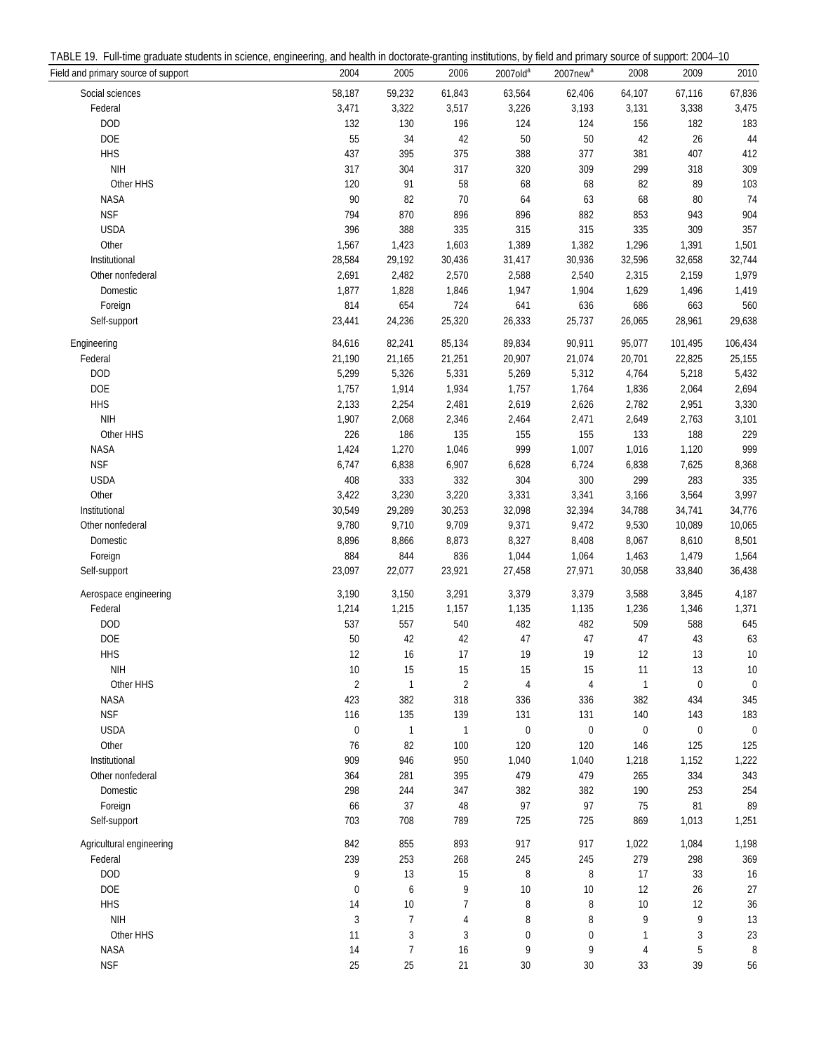TABLE 19. Full-time graduate students in science, engineering, and health in doctorate-granting institutions, by field and primary source of support: 2004–10

| Field and primary source of support | 2004 | 2005 | 2006 | 2007old[a] | 2007new[a] | 2008 | 2009 | 2010 |
|---|---|---|---|---|---|---|---|---|
| Social sciences | 58,187 | 59,232 | 61,843 | 63,564 | 62,406 | 64,107 | 67,116 | 67,836 |
| Federal | 3,471 | 3,322 | 3,517 | 3,226 | 3,193 | 3,131 | 3,338 | 3,475 |
| DOD | 132 | 130 | 196 | 124 | 124 | 156 | 182 | 183 |
| DOE | 55 | 34 | 42 | 50 | 50 | 42 | 26 | 44 |
| HHS | 437 | 395 | 375 | 388 | 377 | 381 | 407 | 412 |
| NIH | 317 | 304 | 317 | 320 | 309 | 299 | 318 | 309 |
| Other HHS | 120 | 91 | 58 | 68 | 68 | 82 | 89 | 103 |
| NASA | 90 | 82 | 70 | 64 | 63 | 68 | 80 | 74 |
| NSF | 794 | 870 | 896 | 896 | 882 | 853 | 943 | 904 |
| USDA | 396 | 388 | 335 | 315 | 315 | 335 | 309 | 357 |
| Other | 1,567 | 1,423 | 1,603 | 1,389 | 1,382 | 1,296 | 1,391 | 1,501 |
| Institutional | 28,584 | 29,192 | 30,436 | 31,417 | 30,936 | 32,596 | 32,658 | 32,744 |
| Other nonfederal | 2,691 | 2,482 | 2,570 | 2,588 | 2,540 | 2,315 | 2,159 | 1,979 |
| Domestic | 1,877 | 1,828 | 1,846 | 1,947 | 1,904 | 1,629 | 1,496 | 1,419 |
| Foreign | 814 | 654 | 724 | 641 | 636 | 686 | 663 | 560 |
| Self-support | 23,441 | 24,236 | 25,320 | 26,333 | 25,737 | 26,065 | 28,961 | 29,638 |
| Engineering | 84,616 | 82,241 | 85,134 | 89,834 | 90,911 | 95,077 | 101,495 | 106,434 |
| Federal | 21,190 | 21,165 | 21,251 | 20,907 | 21,074 | 20,701 | 22,825 | 25,155 |
| DOD | 5,299 | 5,326 | 5,331 | 5,269 | 5,312 | 4,764 | 5,218 | 5,432 |
| DOE | 1,757 | 1,914 | 1,934 | 1,757 | 1,764 | 1,836 | 2,064 | 2,694 |
| HHS | 2,133 | 2,254 | 2,481 | 2,619 | 2,626 | 2,782 | 2,951 | 3,330 |
| NIH | 1,907 | 2,068 | 2,346 | 2,464 | 2,471 | 2,649 | 2,763 | 3,101 |
| Other HHS | 226 | 186 | 135 | 155 | 155 | 133 | 188 | 229 |
| NASA | 1,424 | 1,270 | 1,046 | 999 | 1,007 | 1,016 | 1,120 | 999 |
| NSF | 6,747 | 6,838 | 6,907 | 6,628 | 6,724 | 6,838 | 7,625 | 8,368 |
| USDA | 408 | 333 | 332 | 304 | 300 | 299 | 283 | 335 |
| Other | 3,422 | 3,230 | 3,220 | 3,331 | 3,341 | 3,166 | 3,564 | 3,997 |
| Institutional | 30,549 | 29,289 | 30,253 | 32,098 | 32,394 | 34,788 | 34,741 | 34,776 |
| Other nonfederal | 9,780 | 9,710 | 9,709 | 9,371 | 9,472 | 9,530 | 10,089 | 10,065 |
| Domestic | 8,896 | 8,866 | 8,873 | 8,327 | 8,408 | 8,067 | 8,610 | 8,501 |
| Foreign | 884 | 844 | 836 | 1,044 | 1,064 | 1,463 | 1,479 | 1,564 |
| Self-support | 23,097 | 22,077 | 23,921 | 27,458 | 27,971 | 30,058 | 33,840 | 36,438 |
| Aerospace engineering | 3,190 | 3,150 | 3,291 | 3,379 | 3,379 | 3,588 | 3,845 | 4,187 |
| Federal | 1,214 | 1,215 | 1,157 | 1,135 | 1,135 | 1,236 | 1,346 | 1,371 |
| DOD | 537 | 557 | 540 | 482 | 482 | 509 | 588 | 645 |
| DOE | 50 | 42 | 42 | 47 | 47 | 47 | 43 | 63 |
| HHS | 12 | 16 | 17 | 19 | 19 | 12 | 13 | 10 |
| NIH | 10 | 15 | 15 | 15 | 15 | 11 | 13 | 10 |
| Other HHS | 2 | 1 | 2 | 4 | 4 | 1 | 0 | 0 |
| NASA | 423 | 382 | 318 | 336 | 336 | 382 | 434 | 345 |
| NSF | 116 | 135 | 139 | 131 | 131 | 140 | 143 | 183 |
| USDA | 0 | 1 | 1 | 0 | 0 | 0 | 0 | 0 |
| Other | 76 | 82 | 100 | 120 | 120 | 146 | 125 | 125 |
| Institutional | 909 | 946 | 950 | 1,040 | 1,040 | 1,218 | 1,152 | 1,222 |
| Other nonfederal | 364 | 281 | 395 | 479 | 479 | 265 | 334 | 343 |
| Domestic | 298 | 244 | 347 | 382 | 382 | 190 | 253 | 254 |
| Foreign | 66 | 37 | 48 | 97 | 97 | 75 | 81 | 89 |
| Self-support | 703 | 708 | 789 | 725 | 725 | 869 | 1,013 | 1,251 |
| Agricultural engineering | 842 | 855 | 893 | 917 | 917 | 1,022 | 1,084 | 1,198 |
| Federal | 239 | 253 | 268 | 245 | 245 | 279 | 298 | 369 |
| DOD | 9 | 13 | 15 | 8 | 8 | 17 | 33 | 16 |
| DOE | 0 | 6 | 9 | 10 | 10 | 12 | 26 | 27 |
| HHS | 14 | 10 | 7 | 8 | 8 | 10 | 12 | 36 |
| NIH | 3 | 7 | 4 | 8 | 8 | 9 | 9 | 13 |
| Other HHS | 11 | 3 | 3 | 0 | 0 | 1 | 3 | 23 |
| NASA | 14 | 7 | 16 | 9 | 9 | 4 | 5 | 8 |
| NSF | 25 | 25 | 21 | 30 | 30 | 33 | 39 | 56 |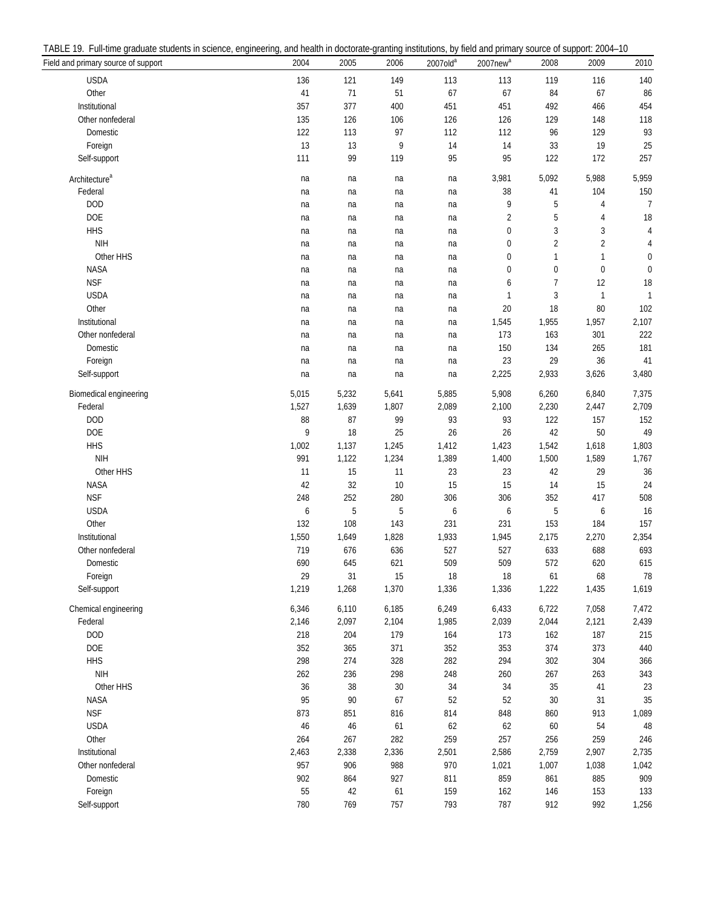TABLE 19. Full-time graduate students in science, engineering, and health in doctorate-granting institutions, by field and primary source of support: 2004–10

| Field and primary source of support | 2004 | 2005 | 2006 | 2007old[a] | 2007new[a] | 2008 | 2009 | 2010 |
|---|---|---|---|---|---|---|---|---|
| USDA | 136 | 121 | 149 | 113 | 113 | 119 | 116 | 140 |
| Other | 41 | 71 | 51 | 67 | 67 | 84 | 67 | 86 |
| Institutional | 357 | 377 | 400 | 451 | 451 | 492 | 466 | 454 |
| Other nonfederal | 135 | 126 | 106 | 126 | 126 | 129 | 148 | 118 |
| Domestic | 122 | 113 | 97 | 112 | 112 | 96 | 129 | 93 |
| Foreign | 13 | 13 | 9 | 14 | 14 | 33 | 19 | 25 |
| Self-support | 111 | 99 | 119 | 95 | 95 | 122 | 172 | 257 |
| Architecture[a] | na | na | na | na | 3,981 | 5,092 | 5,988 | 5,959 |
| Federal | na | na | na | na | 38 | 41 | 104 | 150 |
| DOD | na | na | na | na | 9 | 5 | 4 | 7 |
| DOE | na | na | na | na | 2 | 5 | 4 | 18 |
| HHS | na | na | na | na | 0 | 3 | 3 | 4 |
| NIH | na | na | na | na | 0 | 2 | 2 | 4 |
| Other HHS | na | na | na | na | 0 | 1 | 1 | 0 |
| NASA | na | na | na | na | 0 | 0 | 0 | 0 |
| NSF | na | na | na | na | 6 | 7 | 12 | 18 |
| USDA | na | na | na | na | 1 | 3 | 1 | 1 |
| Other | na | na | na | na | 20 | 18 | 80 | 102 |
| Institutional | na | na | na | na | 1,545 | 1,955 | 1,957 | 2,107 |
| Other nonfederal | na | na | na | na | 173 | 163 | 301 | 222 |
| Domestic | na | na | na | na | 150 | 134 | 265 | 181 |
| Foreign | na | na | na | na | 23 | 29 | 36 | 41 |
| Self-support | na | na | na | na | 2,225 | 2,933 | 3,626 | 3,480 |
| Biomedical engineering | 5,015 | 5,232 | 5,641 | 5,885 | 5,908 | 6,260 | 6,840 | 7,375 |
| Federal | 1,527 | 1,639 | 1,807 | 2,089 | 2,100 | 2,230 | 2,447 | 2,709 |
| DOD | 88 | 87 | 99 | 93 | 93 | 122 | 157 | 152 |
| DOE | 9 | 18 | 25 | 26 | 26 | 42 | 50 | 49 |
| HHS | 1,002 | 1,137 | 1,245 | 1,412 | 1,423 | 1,542 | 1,618 | 1,803 |
| NIH | 991 | 1,122 | 1,234 | 1,389 | 1,400 | 1,500 | 1,589 | 1,767 |
| Other HHS | 11 | 15 | 11 | 23 | 23 | 42 | 29 | 36 |
| NASA | 42 | 32 | 10 | 15 | 15 | 14 | 15 | 24 |
| NSF | 248 | 252 | 280 | 306 | 306 | 352 | 417 | 508 |
| USDA | 6 | 5 | 5 | 6 | 6 | 5 | 6 | 16 |
| Other | 132 | 108 | 143 | 231 | 231 | 153 | 184 | 157 |
| Institutional | 1,550 | 1,649 | 1,828 | 1,933 | 1,945 | 2,175 | 2,270 | 2,354 |
| Other nonfederal | 719 | 676 | 636 | 527 | 527 | 633 | 688 | 693 |
| Domestic | 690 | 645 | 621 | 509 | 509 | 572 | 620 | 615 |
| Foreign | 29 | 31 | 15 | 18 | 18 | 61 | 68 | 78 |
| Self-support | 1,219 | 1,268 | 1,370 | 1,336 | 1,336 | 1,222 | 1,435 | 1,619 |
| Chemical engineering | 6,346 | 6,110 | 6,185 | 6,249 | 6,433 | 6,722 | 7,058 | 7,472 |
| Federal | 2,146 | 2,097 | 2,104 | 1,985 | 2,039 | 2,044 | 2,121 | 2,439 |
| DOD | 218 | 204 | 179 | 164 | 173 | 162 | 187 | 215 |
| DOE | 352 | 365 | 371 | 352 | 353 | 374 | 373 | 440 |
| HHS | 298 | 274 | 328 | 282 | 294 | 302 | 304 | 366 |
| NIH | 262 | 236 | 298 | 248 | 260 | 267 | 263 | 343 |
| Other HHS | 36 | 38 | 30 | 34 | 34 | 35 | 41 | 23 |
| NASA | 95 | 90 | 67 | 52 | 52 | 30 | 31 | 35 |
| NSF | 873 | 851 | 816 | 814 | 848 | 860 | 913 | 1,089 |
| USDA | 46 | 46 | 61 | 62 | 62 | 60 | 54 | 48 |
| Other | 264 | 267 | 282 | 259 | 257 | 256 | 259 | 246 |
| Institutional | 2,463 | 2,338 | 2,336 | 2,501 | 2,586 | 2,759 | 2,907 | 2,735 |
| Other nonfederal | 957 | 906 | 988 | 970 | 1,021 | 1,007 | 1,038 | 1,042 |
| Domestic | 902 | 864 | 927 | 811 | 859 | 861 | 885 | 909 |
| Foreign | 55 | 42 | 61 | 159 | 162 | 146 | 153 | 133 |
| Self-support | 780 | 769 | 757 | 793 | 787 | 912 | 992 | 1,256 |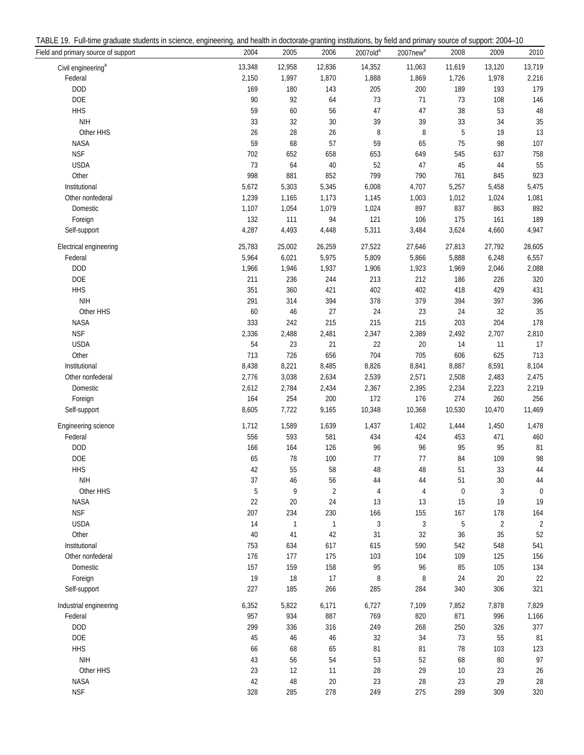TABLE 19. Full-time graduate students in science, engineering, and health in doctorate-granting institutions, by field and primary source of support: 2004–10

| Field and primary source of support | 2004 | 2005 | 2006 | 2007old[a] | 2007new[a] | 2008 | 2009 | 2010 |
|---|---|---|---|---|---|---|---|---|
| Civil engineering[a] | 13,348 | 12,958 | 12,836 | 14,352 | 11,063 | 11,619 | 13,120 | 13,719 |
| Federal | 2,150 | 1,997 | 1,870 | 1,888 | 1,869 | 1,726 | 1,978 | 2,216 |
| DOD | 169 | 180 | 143 | 205 | 200 | 189 | 193 | 179 |
| DOE | 90 | 92 | 64 | 73 | 71 | 73 | 108 | 146 |
| HHS | 59 | 60 | 56 | 47 | 47 | 38 | 53 | 48 |
| NIH | 33 | 32 | 30 | 39 | 39 | 33 | 34 | 35 |
| Other HHS | 26 | 28 | 26 | 8 | 8 | 5 | 19 | 13 |
| NASA | 59 | 68 | 57 | 59 | 65 | 75 | 98 | 107 |
| NSF | 702 | 652 | 658 | 653 | 649 | 545 | 637 | 758 |
| USDA | 73 | 64 | 40 | 52 | 47 | 45 | 44 | 55 |
| Other | 998 | 881 | 852 | 799 | 790 | 761 | 845 | 923 |
| Institutional | 5,672 | 5,303 | 5,345 | 6,008 | 4,707 | 5,257 | 5,458 | 5,475 |
| Other nonfederal | 1,239 | 1,165 | 1,173 | 1,145 | 1,003 | 1,012 | 1,024 | 1,081 |
| Domestic | 1,107 | 1,054 | 1,079 | 1,024 | 897 | 837 | 863 | 892 |
| Foreign | 132 | 111 | 94 | 121 | 106 | 175 | 161 | 189 |
| Self-support | 4,287 | 4,493 | 4,448 | 5,311 | 3,484 | 3,624 | 4,660 | 4,947 |
| Electrical engineering | 25,783 | 25,002 | 26,259 | 27,522 | 27,646 | 27,813 | 27,792 | 28,605 |
| Federal | 5,964 | 6,021 | 5,975 | 5,809 | 5,866 | 5,888 | 6,248 | 6,557 |
| DOD | 1,966 | 1,946 | 1,937 | 1,906 | 1,923 | 1,969 | 2,046 | 2,088 |
| DOE | 211 | 236 | 244 | 213 | 212 | 186 | 226 | 320 |
| HHS | 351 | 360 | 421 | 402 | 402 | 418 | 429 | 431 |
| NIH | 291 | 314 | 394 | 378 | 379 | 394 | 397 | 396 |
| Other HHS | 60 | 46 | 27 | 24 | 23 | 24 | 32 | 35 |
| NASA | 333 | 242 | 215 | 215 | 215 | 203 | 204 | 178 |
| NSF | 2,336 | 2,488 | 2,481 | 2,347 | 2,389 | 2,492 | 2,707 | 2,810 |
| USDA | 54 | 23 | 21 | 22 | 20 | 14 | 11 | 17 |
| Other | 713 | 726 | 656 | 704 | 705 | 606 | 625 | 713 |
| Institutional | 8,438 | 8,221 | 8,485 | 8,826 | 8,841 | 8,887 | 8,591 | 8,104 |
| Other nonfederal | 2,776 | 3,038 | 2,634 | 2,539 | 2,571 | 2,508 | 2,483 | 2,475 |
| Domestic | 2,612 | 2,784 | 2,434 | 2,367 | 2,395 | 2,234 | 2,223 | 2,219 |
| Foreign | 164 | 254 | 200 | 172 | 176 | 274 | 260 | 256 |
| Self-support | 8,605 | 7,722 | 9,165 | 10,348 | 10,368 | 10,530 | 10,470 | 11,469 |
| Engineering science | 1,712 | 1,589 | 1,639 | 1,437 | 1,402 | 1,444 | 1,450 | 1,478 |
| Federal | 556 | 593 | 581 | 434 | 424 | 453 | 471 | 460 |
| DOD | 166 | 164 | 126 | 96 | 96 | 95 | 95 | 81 |
| DOE | 65 | 78 | 100 | 77 | 77 | 84 | 109 | 98 |
| HHS | 42 | 55 | 58 | 48 | 48 | 51 | 33 | 44 |
| NIH | 37 | 46 | 56 | 44 | 44 | 51 | 30 | 44 |
| Other HHS | 5 | 9 | 2 | 4 | 4 | 0 | 3 | 0 |
| NASA | 22 | 20 | 24 | 13 | 13 | 15 | 19 | 19 |
| NSF | 207 | 234 | 230 | 166 | 155 | 167 | 178 | 164 |
| USDA | 14 | 1 | 1 | 3 | 3 | 5 | 2 | 2 |
| Other | 40 | 41 | 42 | 31 | 32 | 36 | 35 | 52 |
| Institutional | 753 | 634 | 617 | 615 | 590 | 542 | 548 | 541 |
| Other nonfederal | 176 | 177 | 175 | 103 | 104 | 109 | 125 | 156 |
| Domestic | 157 | 159 | 158 | 95 | 96 | 85 | 105 | 134 |
| Foreign | 19 | 18 | 17 | 8 | 8 | 24 | 20 | 22 |
| Self-support | 227 | 185 | 266 | 285 | 284 | 340 | 306 | 321 |
| Industrial engineering | 6,352 | 5,822 | 6,171 | 6,727 | 7,109 | 7,852 | 7,878 | 7,829 |
| Federal | 957 | 934 | 887 | 769 | 820 | 871 | 996 | 1,166 |
| DOD | 299 | 336 | 316 | 249 | 268 | 250 | 326 | 377 |
| DOE | 45 | 46 | 46 | 32 | 34 | 73 | 55 | 81 |
| HHS | 66 | 68 | 65 | 81 | 81 | 78 | 103 | 123 |
| NIH | 43 | 56 | 54 | 53 | 52 | 68 | 80 | 97 |
| Other HHS | 23 | 12 | 11 | 28 | 29 | 10 | 23 | 26 |
| NASA | 42 | 48 | 20 | 23 | 28 | 23 | 29 | 28 |
| NSF | 328 | 285 | 278 | 249 | 275 | 289 | 309 | 320 |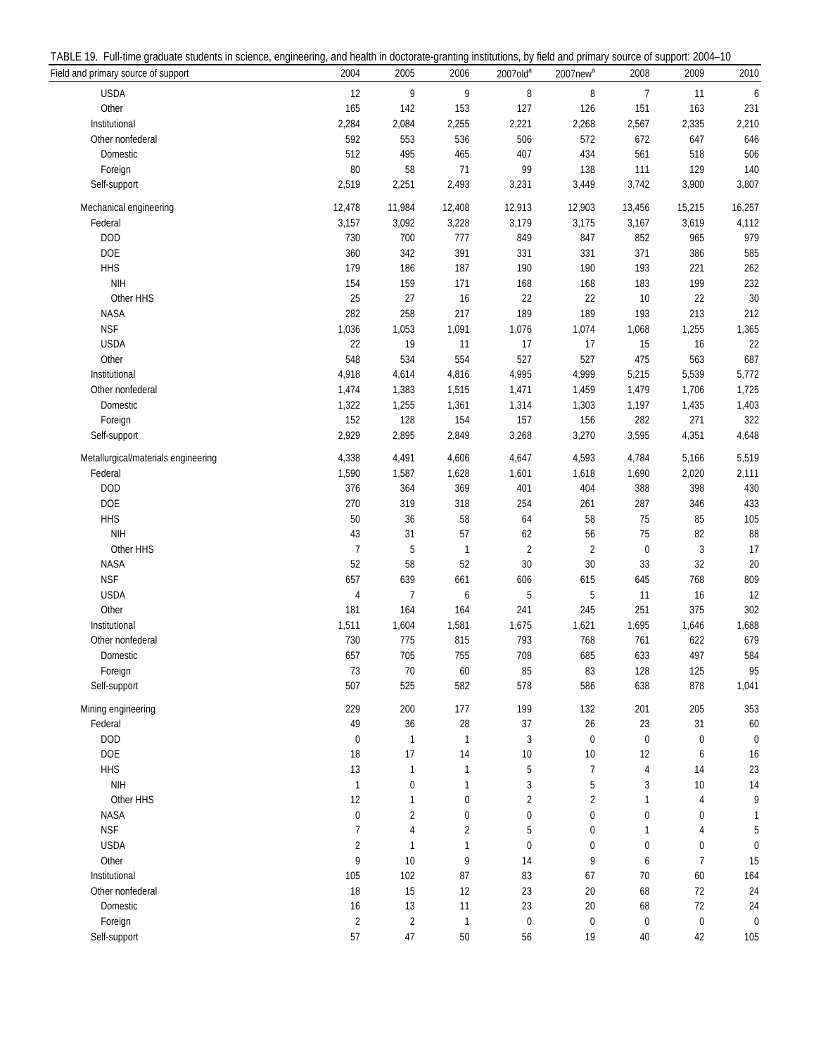TABLE 19. Full-time graduate students in science, engineering, and health in doctorate-granting institutions, by field and primary source of support: 2004–10

| Field and primary source of support | 2004 | 2005 | 2006 | 2007old[a] | 2007new[a] | 2008 | 2009 | 2010 |
|---|---|---|---|---|---|---|---|---|
| USDA | 12 | 9 | 9 | 8 | 8 | 7 | 11 | 6 |
| Other | 165 | 142 | 153 | 127 | 126 | 151 | 163 | 231 |
| Institutional | 2,284 | 2,084 | 2,255 | 2,221 | 2,268 | 2,567 | 2,335 | 2,210 |
| Other nonfederal | 592 | 553 | 536 | 506 | 572 | 672 | 647 | 646 |
| Domestic | 512 | 495 | 465 | 407 | 434 | 561 | 518 | 506 |
| Foreign | 80 | 58 | 71 | 99 | 138 | 111 | 129 | 140 |
| Self-support | 2,519 | 2,251 | 2,493 | 3,231 | 3,449 | 3,742 | 3,900 | 3,807 |
| Mechanical engineering | 12,478 | 11,984 | 12,408 | 12,913 | 12,903 | 13,456 | 15,215 | 16,257 |
| Federal | 3,157 | 3,092 | 3,228 | 3,179 | 3,175 | 3,167 | 3,619 | 4,112 |
| DOD | 730 | 700 | 777 | 849 | 847 | 852 | 965 | 979 |
| DOE | 360 | 342 | 391 | 331 | 331 | 371 | 386 | 585 |
| HHS | 179 | 186 | 187 | 190 | 190 | 193 | 221 | 262 |
| NIH | 154 | 159 | 171 | 168 | 168 | 183 | 199 | 232 |
| Other HHS | 25 | 27 | 16 | 22 | 22 | 10 | 22 | 30 |
| NASA | 282 | 258 | 217 | 189 | 189 | 193 | 213 | 212 |
| NSF | 1,036 | 1,053 | 1,091 | 1,076 | 1,074 | 1,068 | 1,255 | 1,365 |
| USDA | 22 | 19 | 11 | 17 | 17 | 15 | 16 | 22 |
| Other | 548 | 534 | 554 | 527 | 527 | 475 | 563 | 687 |
| Institutional | 4,918 | 4,614 | 4,816 | 4,995 | 4,999 | 5,215 | 5,539 | 5,772 |
| Other nonfederal | 1,474 | 1,383 | 1,515 | 1,471 | 1,459 | 1,479 | 1,706 | 1,725 |
| Domestic | 1,322 | 1,255 | 1,361 | 1,314 | 1,303 | 1,197 | 1,435 | 1,403 |
| Foreign | 152 | 128 | 154 | 157 | 156 | 282 | 271 | 322 |
| Self-support | 2,929 | 2,895 | 2,849 | 3,268 | 3,270 | 3,595 | 4,351 | 4,648 |
| Metallurgical/materials engineering | 4,338 | 4,491 | 4,606 | 4,647 | 4,593 | 4,784 | 5,166 | 5,519 |
| Federal | 1,590 | 1,587 | 1,628 | 1,601 | 1,618 | 1,690 | 2,020 | 2,111 |
| DOD | 376 | 364 | 369 | 401 | 404 | 388 | 398 | 430 |
| DOE | 270 | 319 | 318 | 254 | 261 | 287 | 346 | 433 |
| HHS | 50 | 36 | 58 | 64 | 58 | 75 | 85 | 105 |
| NIH | 43 | 31 | 57 | 62 | 56 | 75 | 82 | 88 |
| Other HHS | 7 | 5 | 1 | 2 | 2 | 0 | 3 | 17 |
| NASA | 52 | 58 | 52 | 30 | 30 | 33 | 32 | 20 |
| NSF | 657 | 639 | 661 | 606 | 615 | 645 | 768 | 809 |
| USDA | 4 | 7 | 6 | 5 | 5 | 11 | 16 | 12 |
| Other | 181 | 164 | 164 | 241 | 245 | 251 | 375 | 302 |
| Institutional | 1,511 | 1,604 | 1,581 | 1,675 | 1,621 | 1,695 | 1,646 | 1,688 |
| Other nonfederal | 730 | 775 | 815 | 793 | 768 | 761 | 622 | 679 |
| Domestic | 657 | 705 | 755 | 708 | 685 | 633 | 497 | 584 |
| Foreign | 73 | 70 | 60 | 85 | 83 | 128 | 125 | 95 |
| Self-support | 507 | 525 | 582 | 578 | 586 | 638 | 878 | 1,041 |
| Mining engineering | 229 | 200 | 177 | 199 | 132 | 201 | 205 | 353 |
| Federal | 49 | 36 | 28 | 37 | 26 | 23 | 31 | 60 |
| DOD | 0 | 1 | 1 | 3 | 0 | 0 | 0 | 0 |
| DOE | 18 | 17 | 14 | 10 | 10 | 12 | 6 | 16 |
| HHS | 13 | 1 | 1 | 5 | 7 | 4 | 14 | 23 |
| NIH | 1 | 0 | 1 | 3 | 5 | 3 | 10 | 14 |
| Other HHS | 12 | 1 | 0 | 2 | 2 | 1 | 4 | 9 |
| NASA | 0 | 2 | 0 | 0 | 0 | 0 | 0 | 1 |
| NSF | 7 | 4 | 2 | 5 | 0 | 1 | 4 | 5 |
| USDA | 2 | 1 | 1 | 0 | 0 | 0 | 0 | 0 |
| Other | 9 | 10 | 9 | 14 | 9 | 6 | 7 | 15 |
| Institutional | 105 | 102 | 87 | 83 | 67 | 70 | 60 | 164 |
| Other nonfederal | 18 | 15 | 12 | 23 | 20 | 68 | 72 | 24 |
| Domestic | 16 | 13 | 11 | 23 | 20 | 68 | 72 | 24 |
| Foreign | 2 | 2 | 1 | 0 | 0 | 0 | 0 | 0 |
| Self-support | 57 | 47 | 50 | 56 | 19 | 40 | 42 | 105 |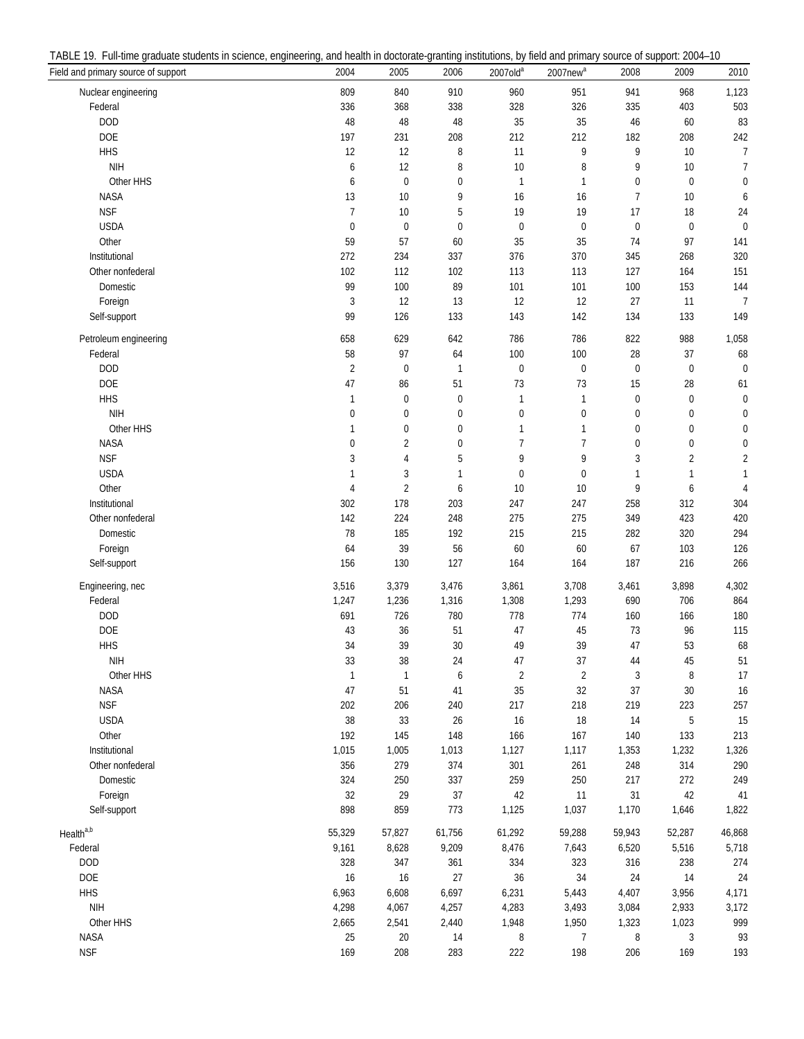TABLE 19. Full-time graduate students in science, engineering, and health in doctorate-granting institutions, by field and primary source of support: 2004–10

| Field and primary source of support | 2004 | 2005 | 2006 | 2007old[a] | 2007new[a] | 2008 | 2009 | 2010 |
|---|---|---|---|---|---|---|---|---|
| Nuclear engineering | 809 | 840 | 910 | 960 | 951 | 941 | 968 | 1,123 |
| Federal | 336 | 368 | 338 | 328 | 326 | 335 | 403 | 503 |
| DOD | 48 | 48 | 48 | 35 | 35 | 46 | 60 | 83 |
| DOE | 197 | 231 | 208 | 212 | 212 | 182 | 208 | 242 |
| HHS | 12 | 12 | 8 | 11 | 9 | 9 | 10 | 7 |
| NIH | 6 | 12 | 8 | 10 | 8 | 9 | 10 | 7 |
| Other HHS | 6 | 0 | 0 | 1 | 1 | 0 | 0 | 0 |
| NASA | 13 | 10 | 9 | 16 | 16 | 7 | 10 | 6 |
| NSF | 7 | 10 | 5 | 19 | 19 | 17 | 18 | 24 |
| USDA | 0 | 0 | 0 | 0 | 0 | 0 | 0 | 0 |
| Other | 59 | 57 | 60 | 35 | 35 | 74 | 97 | 141 |
| Institutional | 272 | 234 | 337 | 376 | 370 | 345 | 268 | 320 |
| Other nonfederal | 102 | 112 | 102 | 113 | 113 | 127 | 164 | 151 |
| Domestic | 99 | 100 | 89 | 101 | 101 | 100 | 153 | 144 |
| Foreign | 3 | 12 | 13 | 12 | 12 | 27 | 11 | 7 |
| Self-support | 99 | 126 | 133 | 143 | 142 | 134 | 133 | 149 |
| Petroleum engineering | 658 | 629 | 642 | 786 | 786 | 822 | 988 | 1,058 |
| Federal | 58 | 97 | 64 | 100 | 100 | 28 | 37 | 68 |
| DOD | 2 | 0 | 1 | 0 | 0 | 0 | 0 | 0 |
| DOE | 47 | 86 | 51 | 73 | 73 | 15 | 28 | 61 |
| HHS | 1 | 0 | 0 | 1 | 1 | 0 | 0 | 0 |
| NIH | 0 | 0 | 0 | 0 | 0 | 0 | 0 | 0 |
| Other HHS | 1 | 0 | 0 | 1 | 1 | 0 | 0 | 0 |
| NASA | 0 | 2 | 0 | 7 | 7 | 0 | 0 | 0 |
| NSF | 3 | 4 | 5 | 9 | 9 | 3 | 2 | 2 |
| USDA | 1 | 3 | 1 | 0 | 0 | 1 | 1 | 1 |
| Other | 4 | 2 | 6 | 10 | 10 | 9 | 6 | 4 |
| Institutional | 302 | 178 | 203 | 247 | 247 | 258 | 312 | 304 |
| Other nonfederal | 142 | 224 | 248 | 275 | 275 | 349 | 423 | 420 |
| Domestic | 78 | 185 | 192 | 215 | 215 | 282 | 320 | 294 |
| Foreign | 64 | 39 | 56 | 60 | 60 | 67 | 103 | 126 |
| Self-support | 156 | 130 | 127 | 164 | 164 | 187 | 216 | 266 |
| Engineering, nec | 3,516 | 3,379 | 3,476 | 3,861 | 3,708 | 3,461 | 3,898 | 4,302 |
| Federal | 1,247 | 1,236 | 1,316 | 1,308 | 1,293 | 690 | 706 | 864 |
| DOD | 691 | 726 | 780 | 778 | 774 | 160 | 166 | 180 |
| DOE | 43 | 36 | 51 | 47 | 45 | 73 | 96 | 115 |
| HHS | 34 | 39 | 30 | 49 | 39 | 47 | 53 | 68 |
| NIH | 33 | 38 | 24 | 47 | 37 | 44 | 45 | 51 |
| Other HHS | 1 | 1 | 6 | 2 | 2 | 3 | 8 | 17 |
| NASA | 47 | 51 | 41 | 35 | 32 | 37 | 30 | 16 |
| NSF | 202 | 206 | 240 | 217 | 218 | 219 | 223 | 257 |
| USDA | 38 | 33 | 26 | 16 | 18 | 14 | 5 | 15 |
| Other | 192 | 145 | 148 | 166 | 167 | 140 | 133 | 213 |
| Institutional | 1,015 | 1,005 | 1,013 | 1,127 | 1,117 | 1,353 | 1,232 | 1,326 |
| Other nonfederal | 356 | 279 | 374 | 301 | 261 | 248 | 314 | 290 |
| Domestic | 324 | 250 | 337 | 259 | 250 | 217 | 272 | 249 |
| Foreign | 32 | 29 | 37 | 42 | 11 | 31 | 42 | 41 |
| Self-support | 898 | 859 | 773 | 1,125 | 1,037 | 1,170 | 1,646 | 1,822 |
| Health[a,b] | 55,329 | 57,827 | 61,756 | 61,292 | 59,288 | 59,943 | 52,287 | 46,868 |
| Federal | 9,161 | 8,628 | 9,209 | 8,476 | 7,643 | 6,520 | 5,516 | 5,718 |
| DOD | 328 | 347 | 361 | 334 | 323 | 316 | 238 | 274 |
| DOE | 16 | 16 | 27 | 36 | 34 | 24 | 14 | 24 |
| HHS | 6,963 | 6,608 | 6,697 | 6,231 | 5,443 | 4,407 | 3,956 | 4,171 |
| NIH | 4,298 | 4,067 | 4,257 | 4,283 | 3,493 | 3,084 | 2,933 | 3,172 |
| Other HHS | 2,665 | 2,541 | 2,440 | 1,948 | 1,950 | 1,323 | 1,023 | 999 |
| NASA | 25 | 20 | 14 | 8 | 7 | 8 | 3 | 93 |
| NSF | 169 | 208 | 283 | 222 | 198 | 206 | 169 | 193 |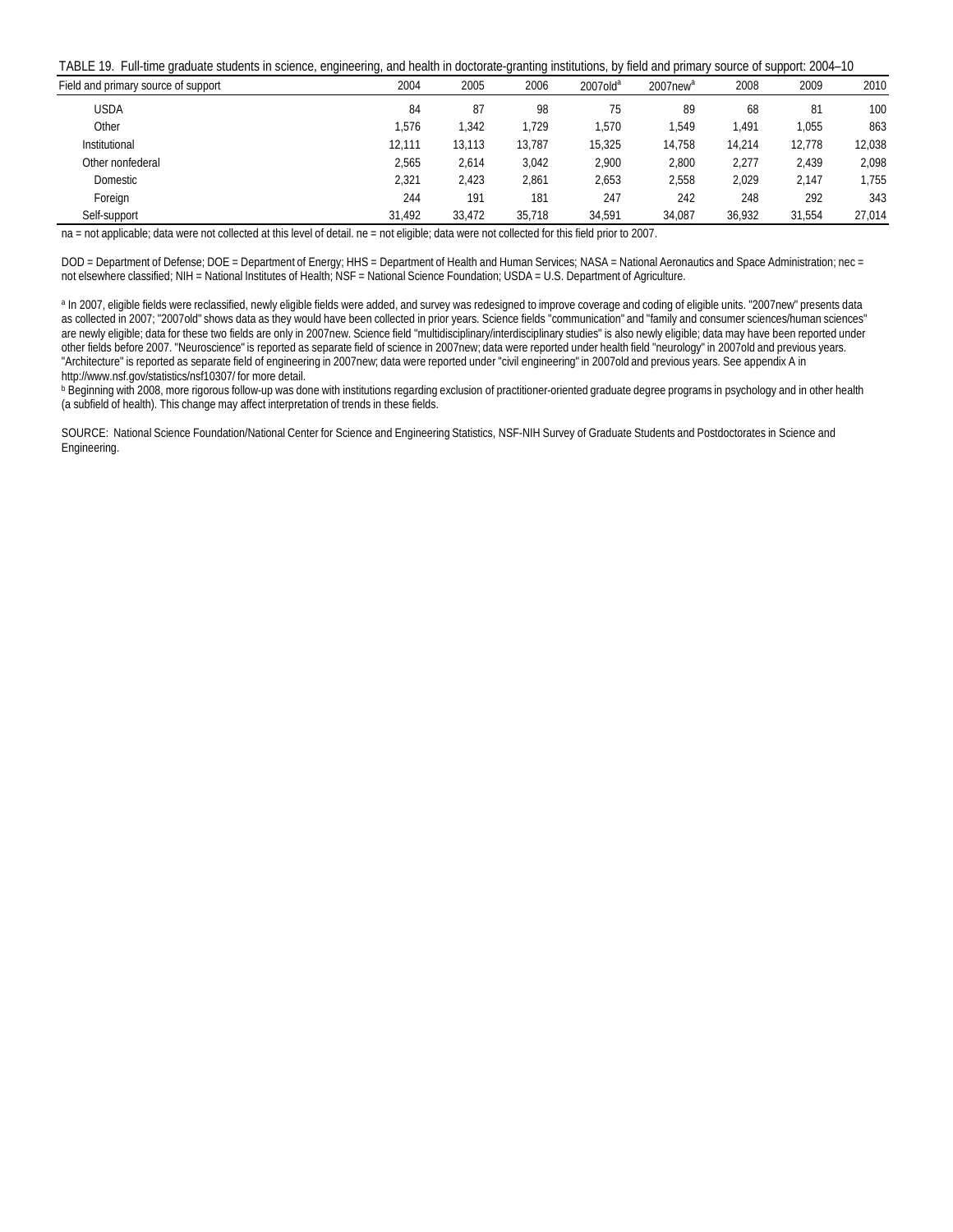TABLE 19. Full-time graduate students in science, engineering, and health in doctorate-granting institutions, by field and primary source of support: 2004–10

| Field and primary source of support | 2004 | 2005 | 2006 | 2007old[a] | 2007new[a] | 2008 | 2009 | 2010 |
|---|---|---|---|---|---|---|---|---|
| USDA | 84 | 87 | 98 | 75 | 89 | 68 | 81 | 100 |
| Other | 1,576 | 1,342 | 1,729 | 1,570 | 1,549 | 1,491 | 1,055 | 863 |
| Institutional | 12,111 | 13,113 | 13,787 | 15,325 | 14,758 | 14,214 | 12,778 | 12,038 |
| Other nonfederal | 2,565 | 2,614 | 3,042 | 2,900 | 2,800 | 2,277 | 2,439 | 2,098 |
| Domestic | 2,321 | 2,423 | 2,861 | 2,653 | 2,558 | 2,029 | 2,147 | 1,755 |
| Foreign | 244 | 191 | 181 | 247 | 242 | 248 | 292 | 343 |
| Self-support | 31,492 | 33,472 | 35,718 | 34,591 | 34,087 | 36,932 | 31,554 | 27,014 |

na = not applicable; data were not collected at this level of detail. ne = not eligible; data were not collected for this field prior to 2007.

DOD = Department of Defense; DOE = Department of Energy; HHS = Department of Health and Human Services; NASA = National Aeronautics and Space Administration; nec = not elsewhere classified; NIH = National Institutes of Health; NSF = National Science Foundation; USDA = U.S. Department of Agriculture.

[a] In 2007, eligible fields were reclassified, newly eligible fields were added, and survey was redesigned to improve coverage and coding of eligible units. "2007new" presents data as collected in 2007; "2007old" shows data as they would have been collected in prior years. Science fields "communication" and "family and consumer sciences/human sciences" are newly eligible; data for these two fields are only in 2007new. Science field "multidisciplinary/interdisciplinary studies" is also newly eligible; data may have been reported under other fields before 2007. "Neuroscience" is reported as separate field of science in 2007new; data were reported under health field "neurology" in 2007old and previous years. "Architecture" is reported as separate field of engineering in 2007new; data were reported under "civil engineering" in 2007old and previous years. See appendix A in http://www.nsf.gov/statistics/nsf10307/ for more detail.

[b] Beginning with 2008, more rigorous follow-up was done with institutions regarding exclusion of practitioner-oriented graduate degree programs in psychology and in other health (a subfield of health). This change may affect interpretation of trends in these fields.

SOURCE: National Science Foundation/National Center for Science and Engineering Statistics, NSF-NIH Survey of Graduate Students and Postdoctorates in Science and Engineering.